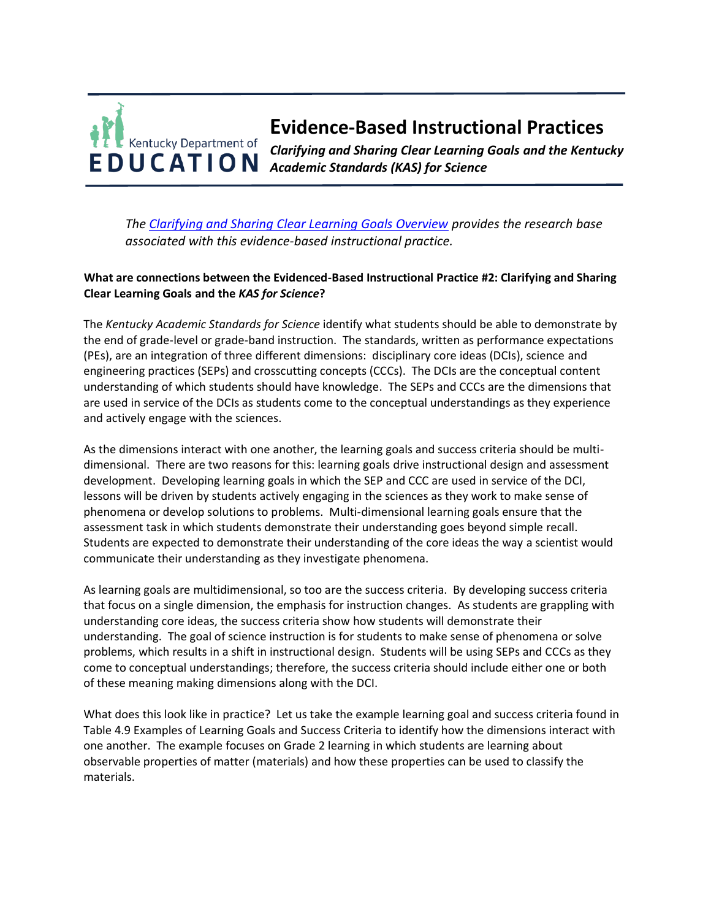# Evidence-Based Instructional Practices

***Clarifying and Sharing Clear Learning Goals and the Kentucky Academic Standards (KAS) for Science***

*The [Clarifying and Sharing Clear Learning Goals Overview](#) provides the research base associated with this evidence-based instructional practice.*

**What are connections between the Evidenced-Based Instructional Practice #2: Clarifying and Sharing Clear Learning Goals and the *KAS for Science*?**

The *Kentucky Academic Standards for Science* identify what students should be able to demonstrate by the end of grade-level or grade-band instruction. The standards, written as performance expectations (PEs), are an integration of three different dimensions: disciplinary core ideas (DCIs), science and engineering practices (SEPs) and crosscutting concepts (CCCs). The DCIs are the conceptual content understanding of which students should have knowledge. The SEPs and CCCs are the dimensions that are used in service of the DCIs as students come to the conceptual understandings as they experience and actively engage with the sciences.

As the dimensions interact with one another, the learning goals and success criteria should be multi-dimensional. There are two reasons for this: learning goals drive instructional design and assessment development. Developing learning goals in which the SEP and CCC are used in service of the DCI, lessons will be driven by students actively engaging in the sciences as they work to make sense of phenomena or develop solutions to problems. Multi-dimensional learning goals ensure that the assessment task in which students demonstrate their understanding goes beyond simple recall. Students are expected to demonstrate their understanding of the core ideas the way a scientist would communicate their understanding as they investigate phenomena.

As learning goals are multidimensional, so too are the success criteria. By developing success criteria that focus on a single dimension, the emphasis for instruction changes. As students are grappling with understanding core ideas, the success criteria show how students will demonstrate their understanding. The goal of science instruction is for students to make sense of phenomena or solve problems, which results in a shift in instructional design. Students will be using SEPs and CCCs as they come to conceptual understandings; therefore, the success criteria should include either one or both of these meaning making dimensions along with the DCI.

What does this look like in practice? Let us take the example learning goal and success criteria found in Table 4.9 Examples of Learning Goals and Success Criteria to identify how the dimensions interact with one another. The example focuses on Grade 2 learning in which students are learning about observable properties of matter (materials) and how these properties can be used to classify the materials.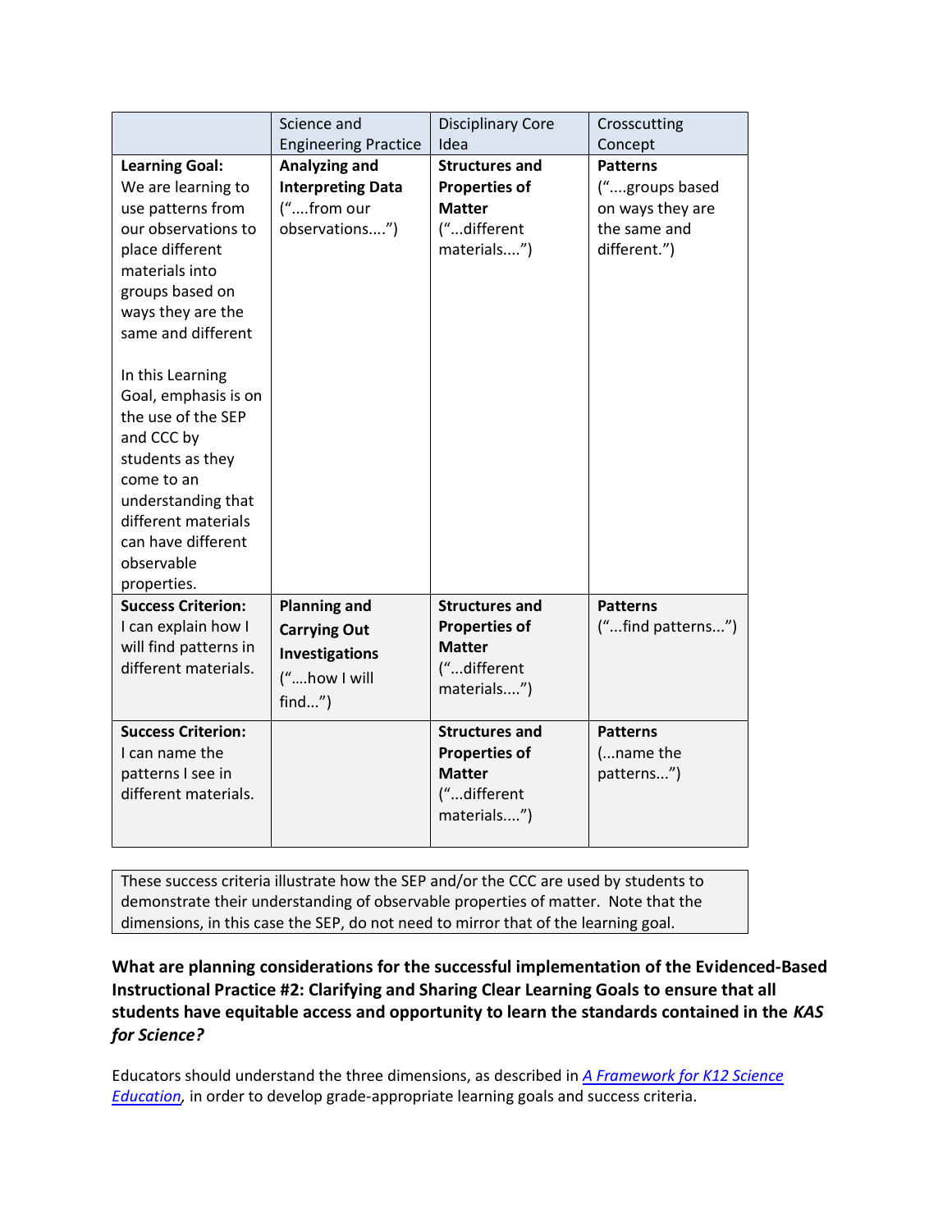| | Science and Engineering Practice | Disciplinary Core Idea | Crosscutting Concept |
|---|---|---|---|
| **Learning Goal:** We are learning to use patterns from our observations to place different materials into groups based on ways they are the same and different<br><br>In this Learning Goal, emphasis is on the use of the SEP and CCC by students as they come to an understanding that different materials can have different observable properties. | **Analyzing and Interpreting Data** ("....from our observations....") | **Structures and Properties of Matter** ("...different materials....") | **Patterns** ("....groups based on ways they are the same and different.") |
| **Success Criterion:** I can explain how I will find patterns in different materials. | **Planning and Carrying Out Investigations** ("....how I will find...") | **Structures and Properties of Matter** ("...different materials....") | **Patterns** ("...find patterns...") |
| **Success Criterion:** I can name the patterns I see in different materials. | | **Structures and Properties of Matter** ("...different materials....") | **Patterns** (...name the patterns...") |

These success criteria illustrate how the SEP and/or the CCC are used by students to demonstrate their understanding of observable properties of matter. Note that the dimensions, in this case the SEP, do not need to mirror that of the learning goal.

**What are planning considerations for the successful implementation of the Evidenced-Based Instructional Practice #2: Clarifying and Sharing Clear Learning Goals to ensure that all students have equitable access and opportunity to learn the standards contained in the *KAS for Science*?**

Educators should understand the three dimensions, as described in *A Framework for K12 Science Education*, in order to develop grade-appropriate learning goals and success criteria.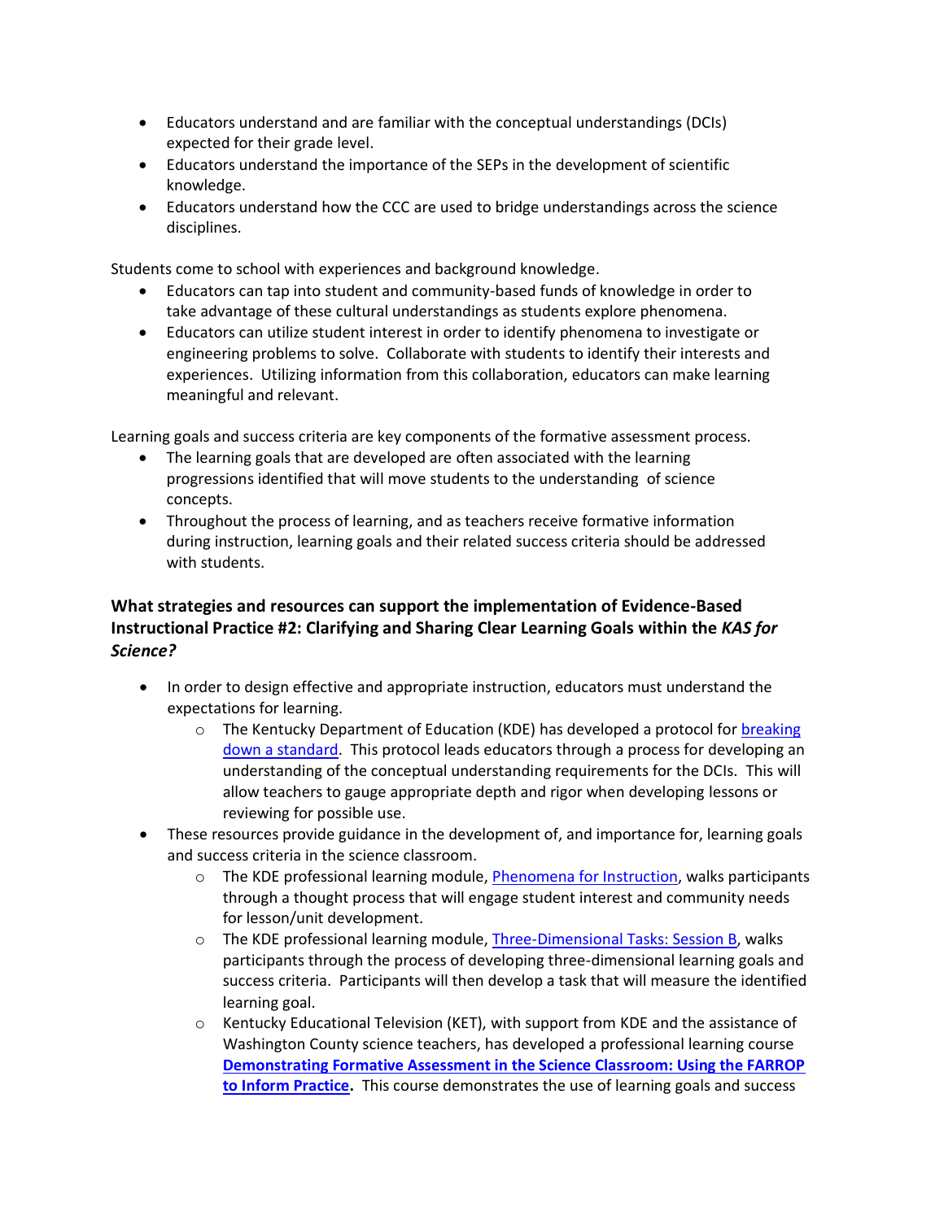- Educators understand and are familiar with the conceptual understandings (DCIs) expected for their grade level.
- Educators understand the importance of the SEPs in the development of scientific knowledge.
- Educators understand how the CCC are used to bridge understandings across the science disciplines.

Students come to school with experiences and background knowledge.

- Educators can tap into student and community-based funds of knowledge in order to take advantage of these cultural understandings as students explore phenomena.
- Educators can utilize student interest in order to identify phenomena to investigate or engineering problems to solve. Collaborate with students to identify their interests and experiences. Utilizing information from this collaboration, educators can make learning meaningful and relevant.

Learning goals and success criteria are key components of the formative assessment process.

- The learning goals that are developed are often associated with the learning progressions identified that will move students to the understanding of science concepts.
- Throughout the process of learning, and as teachers receive formative information during instruction, learning goals and their related success criteria should be addressed with students.

### What strategies and resources can support the implementation of Evidence-Based Instructional Practice #2: Clarifying and Sharing Clear Learning Goals within the *KAS for Science?*

- In order to design effective and appropriate instruction, educators must understand the expectations for learning.
  - The Kentucky Department of Education (KDE) has developed a protocol for breaking down a standard. This protocol leads educators through a process for developing an understanding of the conceptual understanding requirements for the DCIs. This will allow teachers to gauge appropriate depth and rigor when developing lessons or reviewing for possible use.
- These resources provide guidance in the development of, and importance for, learning goals and success criteria in the science classroom.
  - The KDE professional learning module, Phenomena for Instruction, walks participants through a thought process that will engage student interest and community needs for lesson/unit development.
  - The KDE professional learning module, Three-Dimensional Tasks: Session B, walks participants through the process of developing three-dimensional learning goals and success criteria. Participants will then develop a task that will measure the identified learning goal.
  - Kentucky Educational Television (KET), with support from KDE and the assistance of Washington County science teachers, has developed a professional learning course **Demonstrating Formative Assessment in the Science Classroom: Using the FARROP to Inform Practice.** This course demonstrates the use of learning goals and success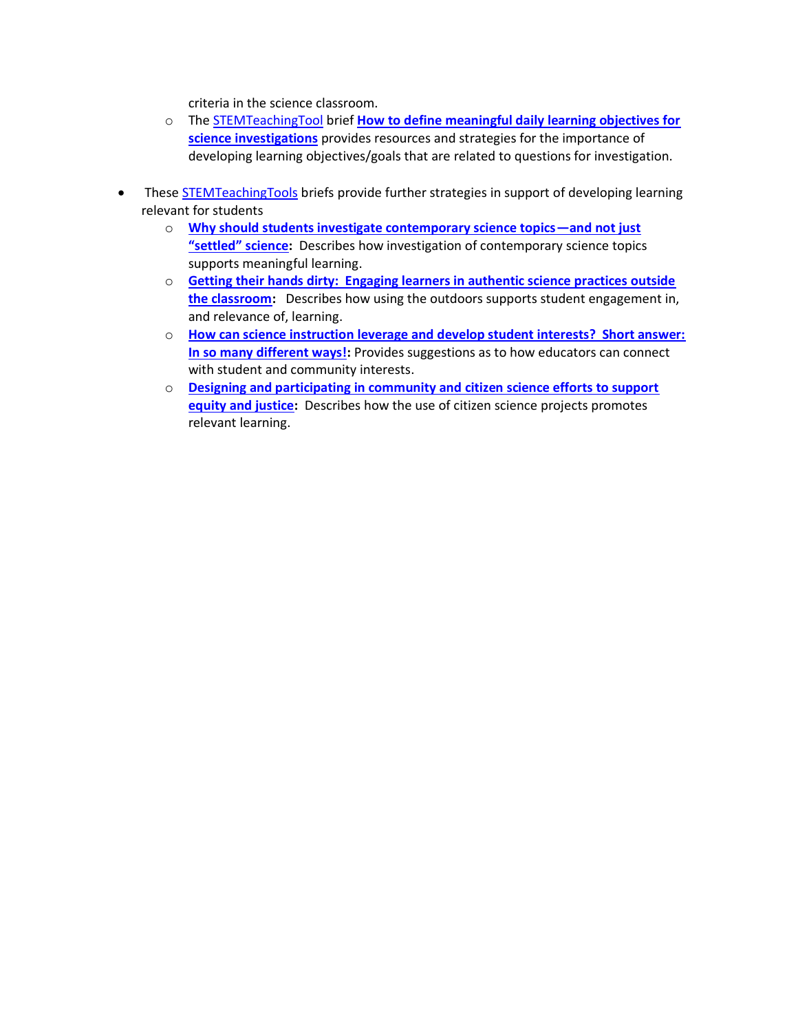criteria in the science classroom.

- The STEMTeachingTool brief **How to define meaningful daily learning objectives for science investigations** provides resources and strategies for the importance of developing learning objectives/goals that are related to questions for investigation.

- These STEMTeachingTools briefs provide further strategies in support of developing learning relevant for students
  - **Why should students investigate contemporary science topics—and not just "settled" science:** Describes how investigation of contemporary science topics supports meaningful learning.
  - **Getting their hands dirty: Engaging learners in authentic science practices outside the classroom:** Describes how using the outdoors supports student engagement in, and relevance of, learning.
  - **How can science instruction leverage and develop student interests? Short answer: In so many different ways!:** Provides suggestions as to how educators can connect with student and community interests.
  - **Designing and participating in community and citizen science efforts to support equity and justice:** Describes how the use of citizen science projects promotes relevant learning.